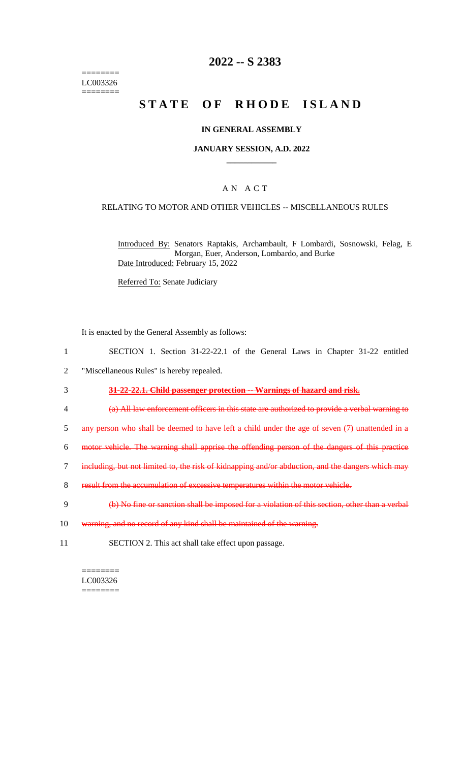========
LC003326
========

# 2022 -- S 2383

# STATE OF RHODE ISLAND

## IN GENERAL ASSEMBLY

### JANUARY SESSION, A.D. 2022

### A N A C T

RELATING TO MOTOR AND OTHER VEHICLES -- MISCELLANEOUS RULES

Introduced By: Senators Raptakis, Archambault, F Lombardi, Sosnowski, Felag, E Morgan, Euer, Anderson, Lombardo, and Burke

Date Introduced: February 15, 2022

Referred To: Senate Judiciary

It is enacted by the General Assembly as follows:

1 SECTION 1. Section 31-22-22.1 of the General Laws in Chapter 31-22 entitled
2 "Miscellaneous Rules" is hereby repealed.

3 ~~**31-22-22.1. Child passenger protection -- Warnings of hazard and risk.**~~

4 ~~(a) All law enforcement officers in this state are authorized to provide a verbal warning to~~
5 ~~any person who shall be deemed to have left a child under the age of seven (7) unattended in a~~
6 ~~motor vehicle. The warning shall apprise the offending person of the dangers of this practice~~
7 ~~including, but not limited to, the risk of kidnapping and/or abduction, and the dangers which may~~
8 ~~result from the accumulation of excessive temperatures within the motor vehicle.~~

9 ~~(b) No fine or sanction shall be imposed for a violation of this section, other than a verbal~~
10 ~~warning, and no record of any kind shall be maintained of the warning.~~

11 SECTION 2. This act shall take effect upon passage.

========
LC003326
========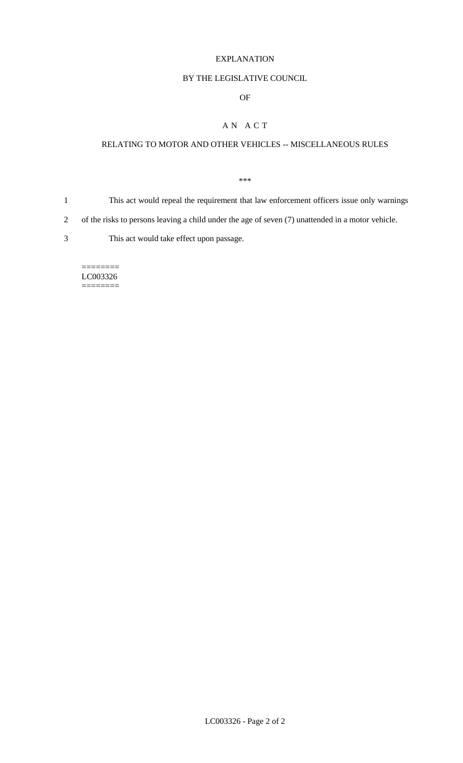EXPLANATION

BY THE LEGISLATIVE COUNCIL

OF

A N A C T

RELATING TO MOTOR AND OTHER VEHICLES -- MISCELLANEOUS RULES

\*\*\*

This act would repeal the requirement that law enforcement officers issue only warnings of the risks to persons leaving a child under the age of seven (7) unattended in a motor vehicle.

This act would take effect upon passage.

========
LC003326
========